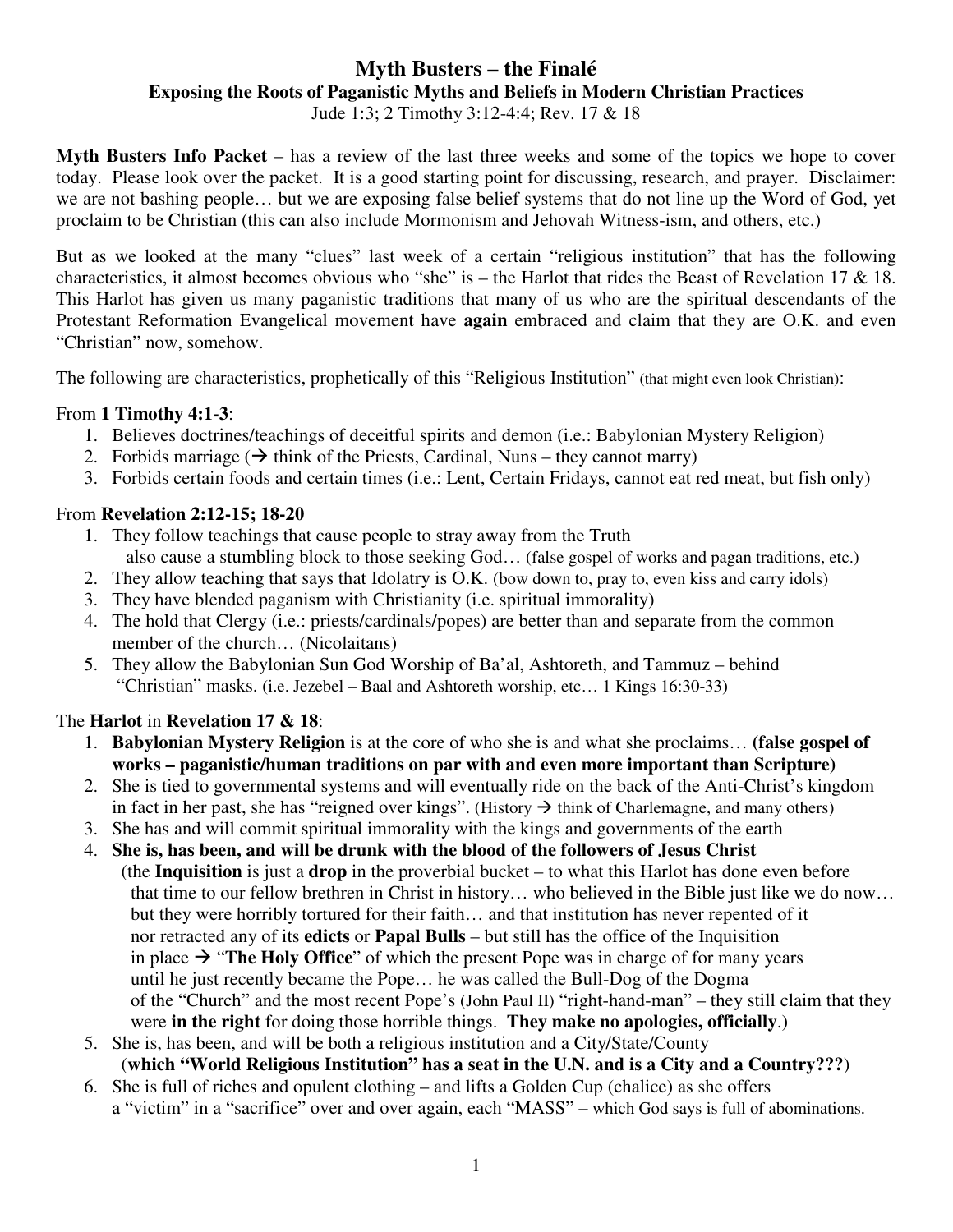# Myth Busters – the Finalé

## Exposing the Roots of Paganistic Myths and Beliefs in Modern Christian Practices

Jude 1:3; 2 Timothy 3:12-4:4; Rev. 17 & 18

**Myth Busters Info Packet** – has a review of the last three weeks and some of the topics we hope to cover today. Please look over the packet. It is a good starting point for discussing, research, and prayer. Disclaimer: we are not bashing people… but we are exposing false belief systems that do not line up the Word of God, yet proclaim to be Christian (this can also include Mormonism and Jehovah Witness-ism, and others, etc.)

But as we looked at the many "clues" last week of a certain "religious institution" that has the following characteristics, it almost becomes obvious who "she" is – the Harlot that rides the Beast of Revelation 17 & 18. This Harlot has given us many paganistic traditions that many of us who are the spiritual descendants of the Protestant Reformation Evangelical movement have **again** embraced and claim that they are O.K. and even "Christian" now, somehow.

The following are characteristics, prophetically of this "Religious Institution" (that might even look Christian):

From **1 Timothy 4:1-3**:

1. Believes doctrines/teachings of deceitful spirits and demon (i.e.: Babylonian Mystery Religion)
2. Forbids marriage (→ think of the Priests, Cardinal, Nuns – they cannot marry)
3. Forbids certain foods and certain times (i.e.: Lent, Certain Fridays, cannot eat red meat, but fish only)

From **Revelation 2:12-15; 18-20**

1. They follow teachings that cause people to stray away from the Truth also cause a stumbling block to those seeking God… (false gospel of works and pagan traditions, etc.)
2. They allow teaching that says that Idolatry is O.K. (bow down to, pray to, even kiss and carry idols)
3. They have blended paganism with Christianity (i.e. spiritual immorality)
4. The hold that Clergy (i.e.: priests/cardinals/popes) are better than and separate from the common member of the church… (Nicolaitans)
5. They allow the Babylonian Sun God Worship of Ba'al, Ashtoreth, and Tammuz – behind "Christian" masks. (i.e. Jezebel – Baal and Ashtoreth worship, etc… 1 Kings 16:30-33)

The **Harlot** in **Revelation 17 & 18**:

1. **Babylonian Mystery Religion** is at the core of who she is and what she proclaims… **(false gospel of works – paganistic/human traditions on par with and even more important than Scripture)**
2. She is tied to governmental systems and will eventually ride on the back of the Anti-Christ's kingdom in fact in her past, she has "reigned over kings". (History → think of Charlemagne, and many others)
3. She has and will commit spiritual immorality with the kings and governments of the earth
4. **She is, has been, and will be drunk with the blood of the followers of Jesus Christ** (the **Inquisition** is just a **drop** in the proverbial bucket – to what this Harlot has done even before that time to our fellow brethren in Christ in history… who believed in the Bible just like we do now… but they were horribly tortured for their faith… and that institution has never repented of it nor retracted any of its **edicts** or **Papal Bulls** – but still has the office of the Inquisition in place → "**The Holy Office**" of which the present Pope was in charge of for many years until he just recently became the Pope… he was called the Bull-Dog of the Dogma of the "Church" and the most recent Pope's (John Paul II) "right-hand-man" – they still claim that they were **in the right** for doing those horrible things. **They make no apologies, officially**.)
5. She is, has been, and will be both a religious institution and a City/State/County (**which "World Religious Institution" has a seat in the U.N. and is a City and a Country???**)
6. She is full of riches and opulent clothing – and lifts a Golden Cup (chalice) as she offers a "victim" in a "sacrifice" over and over again, each "MASS" – which God says is full of abominations.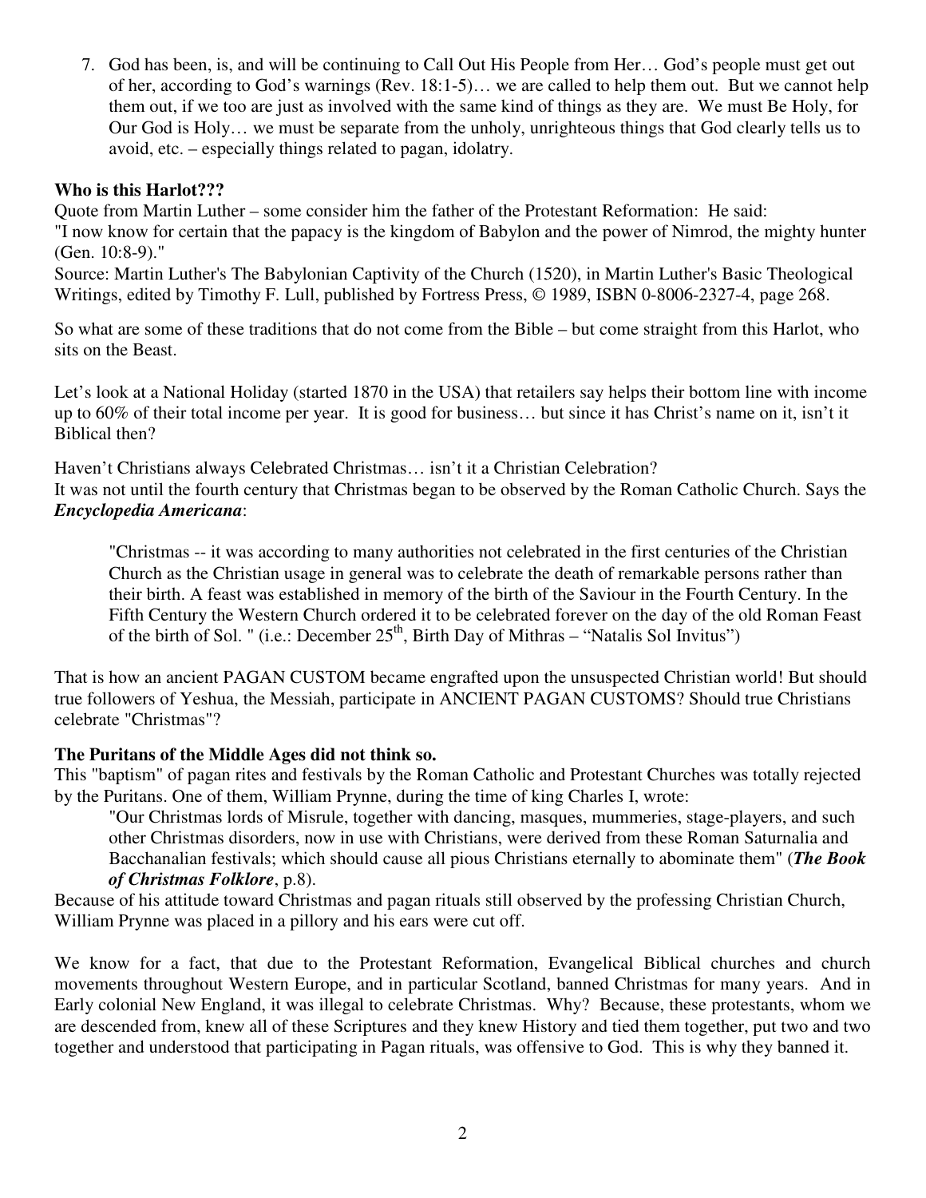7. God has been, is, and will be continuing to Call Out His People from Her… God's people must get out of her, according to God's warnings (Rev. 18:1-5)… we are called to help them out. But we cannot help them out, if we too are just as involved with the same kind of things as they are. We must Be Holy, for Our God is Holy… we must be separate from the unholy, unrighteous things that God clearly tells us to avoid, etc. – especially things related to pagan, idolatry.

**Who is this Harlot???**

Quote from Martin Luther – some consider him the father of the Protestant Reformation: He said:
"I now know for certain that the papacy is the kingdom of Babylon and the power of Nimrod, the mighty hunter (Gen. 10:8-9)."
Source: Martin Luther's The Babylonian Captivity of the Church (1520), in Martin Luther's Basic Theological Writings, edited by Timothy F. Lull, published by Fortress Press, © 1989, ISBN 0-8006-2327-4, page 268.

So what are some of these traditions that do not come from the Bible – but come straight from this Harlot, who sits on the Beast.

Let's look at a National Holiday (started 1870 in the USA) that retailers say helps their bottom line with income up to 60% of their total income per year. It is good for business… but since it has Christ's name on it, isn't it Biblical then?

Haven't Christians always Celebrated Christmas… isn't it a Christian Celebration?
It was not until the fourth century that Christmas began to be observed by the Roman Catholic Church. Says the ***Encyclopedia Americana***:

> "Christmas -- it was according to many authorities not celebrated in the first centuries of the Christian Church as the Christian usage in general was to celebrate the death of remarkable persons rather than their birth. A feast was established in memory of the birth of the Saviour in the Fourth Century. In the Fifth Century the Western Church ordered it to be celebrated forever on the day of the old Roman Feast of the birth of Sol. " (i.e.: December 25th, Birth Day of Mithras – "Natalis Sol Invitus")

That is how an ancient PAGAN CUSTOM became engrafted upon the unsuspected Christian world! But should true followers of Yeshua, the Messiah, participate in ANCIENT PAGAN CUSTOMS? Should true Christians celebrate "Christmas"?

**The Puritans of the Middle Ages did not think so.**

This "baptism" of pagan rites and festivals by the Roman Catholic and Protestant Churches was totally rejected by the Puritans. One of them, William Prynne, during the time of king Charles I, wrote:

> "Our Christmas lords of Misrule, together with dancing, masques, mummeries, stage-players, and such other Christmas disorders, now in use with Christians, were derived from these Roman Saturnalia and Bacchanalian festivals; which should cause all pious Christians eternally to abominate them" (***The Book of Christmas Folklore***, p.8).

Because of his attitude toward Christmas and pagan rituals still observed by the professing Christian Church, William Prynne was placed in a pillory and his ears were cut off.

We know for a fact, that due to the Protestant Reformation, Evangelical Biblical churches and church movements throughout Western Europe, and in particular Scotland, banned Christmas for many years. And in Early colonial New England, it was illegal to celebrate Christmas. Why? Because, these protestants, whom we are descended from, knew all of these Scriptures and they knew History and tied them together, put two and two together and understood that participating in Pagan rituals, was offensive to God. This is why they banned it.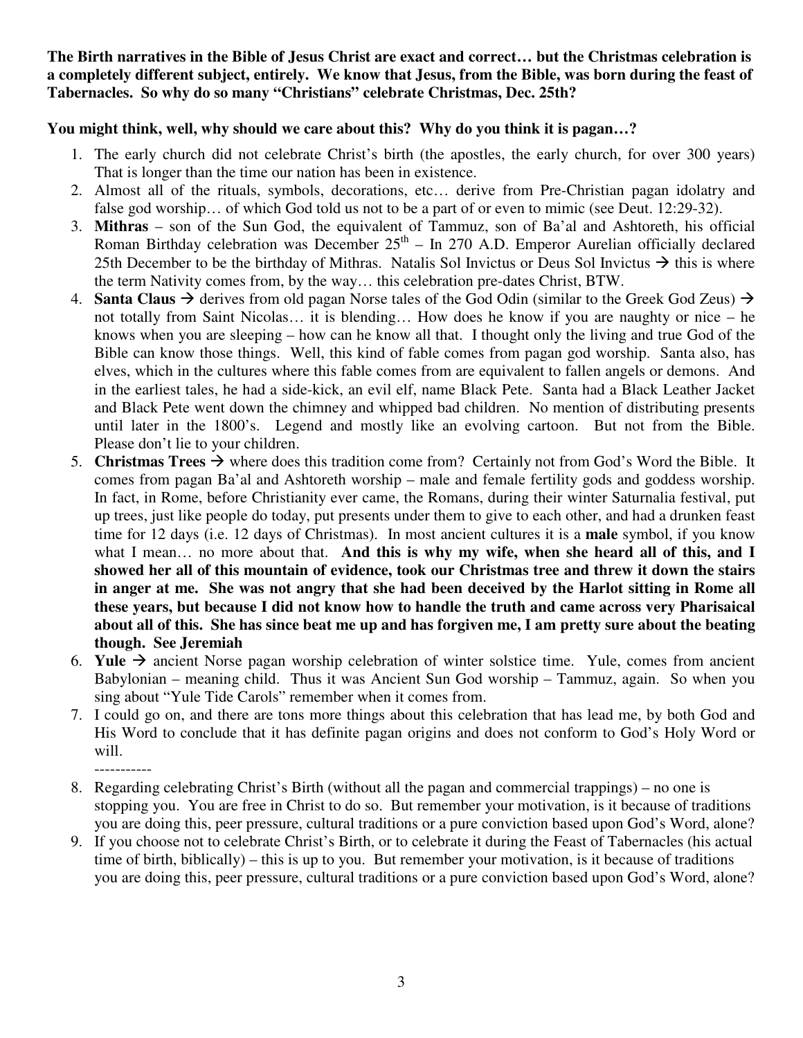**The Birth narratives in the Bible of Jesus Christ are exact and correct… but the Christmas celebration is a completely different subject, entirely. We know that Jesus, from the Bible, was born during the feast of Tabernacles. So why do so many "Christians" celebrate Christmas, Dec. 25th?**

**You might think, well, why should we care about this? Why do you think it is pagan…?**

1. The early church did not celebrate Christ's birth (the apostles, the early church, for over 300 years) That is longer than the time our nation has been in existence.
2. Almost all of the rituals, symbols, decorations, etc… derive from Pre-Christian pagan idolatry and false god worship… of which God told us not to be a part of or even to mimic (see Deut. 12:29-32).
3. **Mithras** – son of the Sun God, the equivalent of Tammuz, son of Ba'al and Ashtoreth, his official Roman Birthday celebration was December 25th – In 270 A.D. Emperor Aurelian officially declared 25th December to be the birthday of Mithras. Natalis Sol Invictus or Deus Sol Invictus → this is where the term Nativity comes from, by the way… this celebration pre-dates Christ, BTW.
4. **Santa Claus** → derives from old pagan Norse tales of the God Odin (similar to the Greek God Zeus) → not totally from Saint Nicolas… it is blending… How does he know if you are naughty or nice – he knows when you are sleeping – how can he know all that. I thought only the living and true God of the Bible can know those things. Well, this kind of fable comes from pagan god worship. Santa also, has elves, which in the cultures where this fable comes from are equivalent to fallen angels or demons. And in the earliest tales, he had a side-kick, an evil elf, name Black Pete. Santa had a Black Leather Jacket and Black Pete went down the chimney and whipped bad children. No mention of distributing presents until later in the 1800's. Legend and mostly like an evolving cartoon. But not from the Bible. Please don't lie to your children.
5. **Christmas Trees** → where does this tradition come from? Certainly not from God's Word the Bible. It comes from pagan Ba'al and Ashtoreth worship – male and female fertility gods and goddess worship. In fact, in Rome, before Christianity ever came, the Romans, during their winter Saturnalia festival, put up trees, just like people do today, put presents under them to give to each other, and had a drunken feast time for 12 days (i.e. 12 days of Christmas). In most ancient cultures it is a **male** symbol, if you know what I mean… no more about that. **And this is why my wife, when she heard all of this, and I showed her all of this mountain of evidence, took our Christmas tree and threw it down the stairs in anger at me. She was not angry that she had been deceived by the Harlot sitting in Rome all these years, but because I did not know how to handle the truth and came across very Pharisaical about all of this. She has since beat me up and has forgiven me, I am pretty sure about the beating though. See Jeremiah**
6. **Yule** → ancient Norse pagan worship celebration of winter solstice time. Yule, comes from ancient Babylonian – meaning child. Thus it was Ancient Sun God worship – Tammuz, again. So when you sing about "Yule Tide Carols" remember when it comes from.
7. I could go on, and there are tons more things about this celebration that has lead me, by both God and His Word to conclude that it has definite pagan origins and does not conform to God's Holy Word or will.

   -----------

8. Regarding celebrating Christ's Birth (without all the pagan and commercial trappings) – no one is stopping you. You are free in Christ to do so. But remember your motivation, is it because of traditions you are doing this, peer pressure, cultural traditions or a pure conviction based upon God's Word, alone?
9. If you choose not to celebrate Christ's Birth, or to celebrate it during the Feast of Tabernacles (his actual time of birth, biblically) – this is up to you. But remember your motivation, is it because of traditions you are doing this, peer pressure, cultural traditions or a pure conviction based upon God's Word, alone?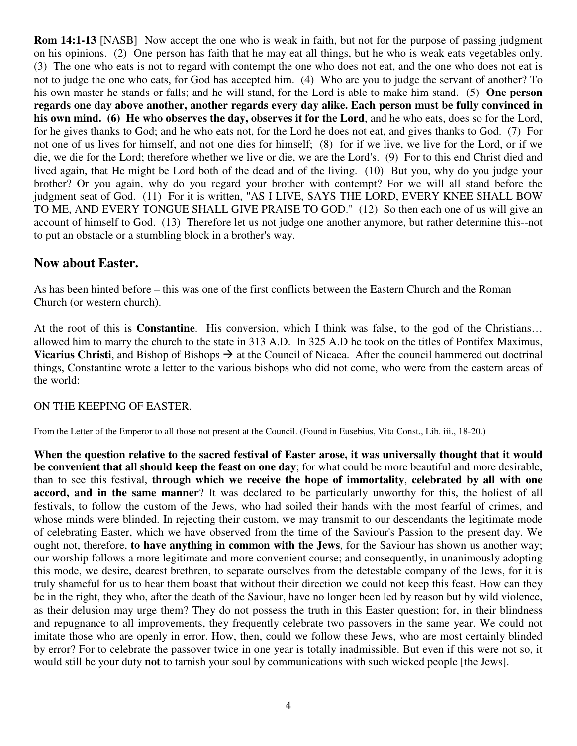**Rom 14:1-13** [NASB] Now accept the one who is weak in faith, but not for the purpose of passing judgment on his opinions. (2) One person has faith that he may eat all things, but he who is weak eats vegetables only. (3) The one who eats is not to regard with contempt the one who does not eat, and the one who does not eat is not to judge the one who eats, for God has accepted him. (4) Who are you to judge the servant of another? To his own master he stands or falls; and he will stand, for the Lord is able to make him stand. (5) **One person regards one day above another, another regards every day alike. Each person must be fully convinced in his own mind. (6) He who observes the day, observes it for the Lord**, and he who eats, does so for the Lord, for he gives thanks to God; and he who eats not, for the Lord he does not eat, and gives thanks to God. (7) For not one of us lives for himself, and not one dies for himself; (8) for if we live, we live for the Lord, or if we die, we die for the Lord; therefore whether we live or die, we are the Lord's. (9) For to this end Christ died and lived again, that He might be Lord both of the dead and of the living. (10) But you, why do you judge your brother? Or you again, why do you regard your brother with contempt? For we will all stand before the judgment seat of God. (11) For it is written, "AS I LIVE, SAYS THE LORD, EVERY KNEE SHALL BOW TO ME, AND EVERY TONGUE SHALL GIVE PRAISE TO GOD." (12) So then each one of us will give an account of himself to God. (13) Therefore let us not judge one another anymore, but rather determine this--not to put an obstacle or a stumbling block in a brother's way.

## Now about Easter.

As has been hinted before – this was one of the first conflicts between the Eastern Church and the Roman Church (or western church).

At the root of this is **Constantine**. His conversion, which I think was false, to the god of the Christians… allowed him to marry the church to the state in 313 A.D. In 325 A.D he took on the titles of Pontifex Maximus, **Vicarius Christi**, and Bishop of Bishops → at the Council of Nicaea. After the council hammered out doctrinal things, Constantine wrote a letter to the various bishops who did not come, who were from the eastern areas of the world:

ON THE KEEPING OF EASTER.

From the Letter of the Emperor to all those not present at the Council. (Found in Eusebius, Vita Const., Lib. iii., 18-20.)

**When the question relative to the sacred festival of Easter arose, it was universally thought that it would be convenient that all should keep the feast on one day**; for what could be more beautiful and more desirable, than to see this festival, **through which we receive the hope of immortality**, **celebrated by all with one accord, and in the same manner**? It was declared to be particularly unworthy for this, the holiest of all festivals, to follow the custom of the Jews, who had soiled their hands with the most fearful of crimes, and whose minds were blinded. In rejecting their custom, we may transmit to our descendants the legitimate mode of celebrating Easter, which we have observed from the time of the Saviour's Passion to the present day. We ought not, therefore, **to have anything in common with the Jews**, for the Saviour has shown us another way; our worship follows a more legitimate and more convenient course; and consequently, in unanimously adopting this mode, we desire, dearest brethren, to separate ourselves from the detestable company of the Jews, for it is truly shameful for us to hear them boast that without their direction we could not keep this feast. How can they be in the right, they who, after the death of the Saviour, have no longer been led by reason but by wild violence, as their delusion may urge them? They do not possess the truth in this Easter question; for, in their blindness and repugnance to all improvements, they frequently celebrate two passovers in the same year. We could not imitate those who are openly in error. How, then, could we follow these Jews, who are most certainly blinded by error? For to celebrate the passover twice in one year is totally inadmissible. But even if this were not so, it would still be your duty **not** to tarnish your soul by communications with such wicked people [the Jews].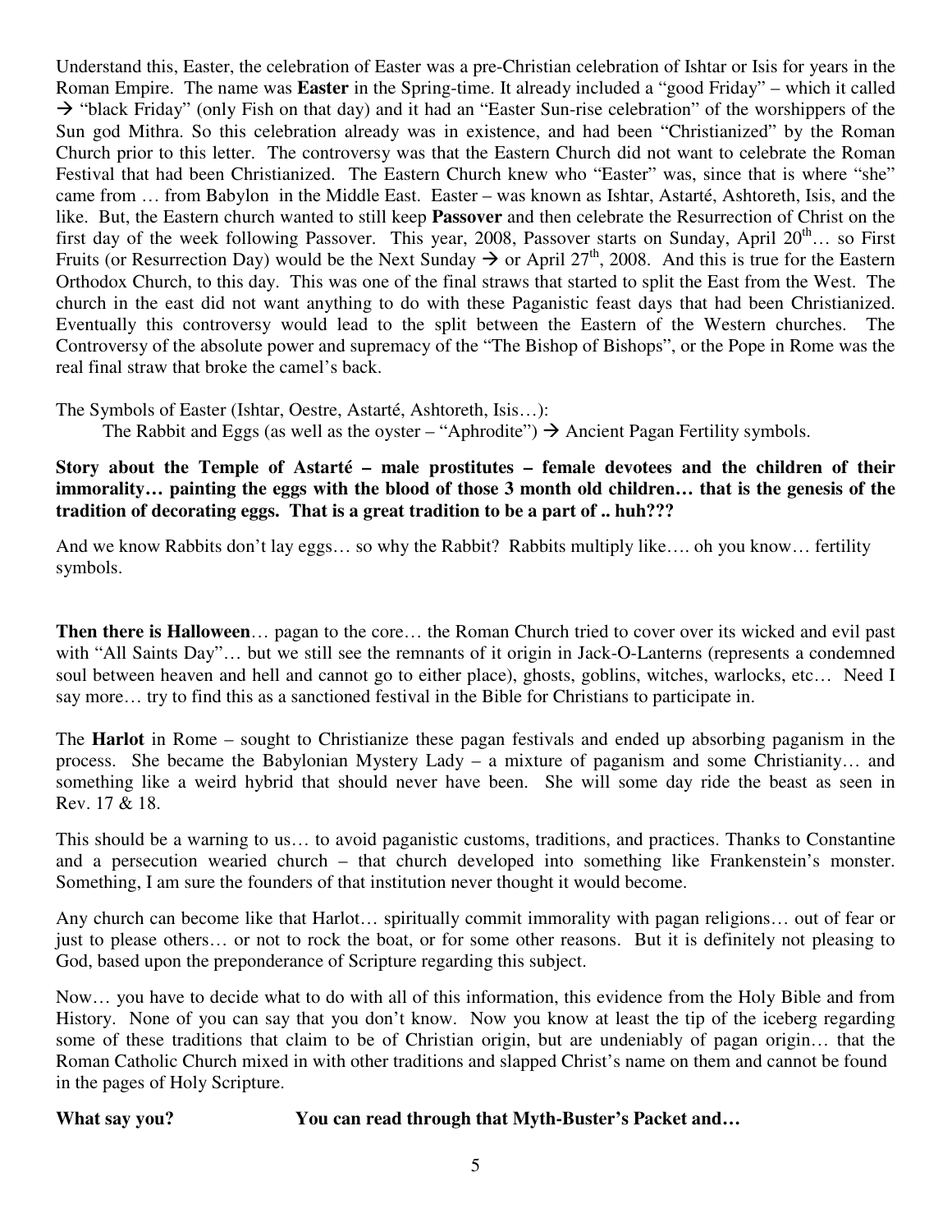Understand this, Easter, the celebration of Easter was a pre-Christian celebration of Ishtar or Isis for years in the Roman Empire. The name was **Easter** in the Spring-time. It already included a "good Friday" – which it called → "black Friday" (only Fish on that day) and it had an "Easter Sun-rise celebration" of the worshippers of the Sun god Mithra. So this celebration already was in existence, and had been "Christianized" by the Roman Church prior to this letter. The controversy was that the Eastern Church did not want to celebrate the Roman Festival that had been Christianized. The Eastern Church knew who "Easter" was, since that is where "she" came from … from Babylon in the Middle East. Easter – was known as Ishtar, Astarté, Ashtoreth, Isis, and the like. But, the Eastern church wanted to still keep **Passover** and then celebrate the Resurrection of Christ on the first day of the week following Passover. This year, 2008, Passover starts on Sunday, April 20th… so First Fruits (or Resurrection Day) would be the Next Sunday → or April 27th, 2008. And this is true for the Eastern Orthodox Church, to this day. This was one of the final straws that started to split the East from the West. The church in the east did not want anything to do with these Paganistic feast days that had been Christianized. Eventually this controversy would lead to the split between the Eastern of the Western churches. The Controversy of the absolute power and supremacy of the "The Bishop of Bishops", or the Pope in Rome was the real final straw that broke the camel's back.

The Symbols of Easter (Ishtar, Oestre, Astarté, Ashtoreth, Isis…):

The Rabbit and Eggs (as well as the oyster – "Aphrodite") → Ancient Pagan Fertility symbols.

**Story about the Temple of Astarté – male prostitutes – female devotees and the children of their immorality… painting the eggs with the blood of those 3 month old children… that is the genesis of the tradition of decorating eggs. That is a great tradition to be a part of .. huh???**

And we know Rabbits don't lay eggs… so why the Rabbit? Rabbits multiply like…. oh you know… fertility symbols.

**Then there is Halloween**… pagan to the core… the Roman Church tried to cover over its wicked and evil past with "All Saints Day"… but we still see the remnants of it origin in Jack-O-Lanterns (represents a condemned soul between heaven and hell and cannot go to either place), ghosts, goblins, witches, warlocks, etc… Need I say more… try to find this as a sanctioned festival in the Bible for Christians to participate in.

The **Harlot** in Rome – sought to Christianize these pagan festivals and ended up absorbing paganism in the process. She became the Babylonian Mystery Lady – a mixture of paganism and some Christianity… and something like a weird hybrid that should never have been. She will some day ride the beast as seen in Rev. 17 & 18.

This should be a warning to us… to avoid paganistic customs, traditions, and practices. Thanks to Constantine and a persecution wearied church – that church developed into something like Frankenstein's monster. Something, I am sure the founders of that institution never thought it would become.

Any church can become like that Harlot… spiritually commit immorality with pagan religions… out of fear or just to please others… or not to rock the boat, or for some other reasons. But it is definitely not pleasing to God, based upon the preponderance of Scripture regarding this subject.

Now… you have to decide what to do with all of this information, this evidence from the Holy Bible and from History. None of you can say that you don't know. Now you know at least the tip of the iceberg regarding some of these traditions that claim to be of Christian origin, but are undeniably of pagan origin… that the Roman Catholic Church mixed in with other traditions and slapped Christ's name on them and cannot be found in the pages of Holy Scripture.

**What say you?** **You can read through that Myth-Buster's Packet and…**